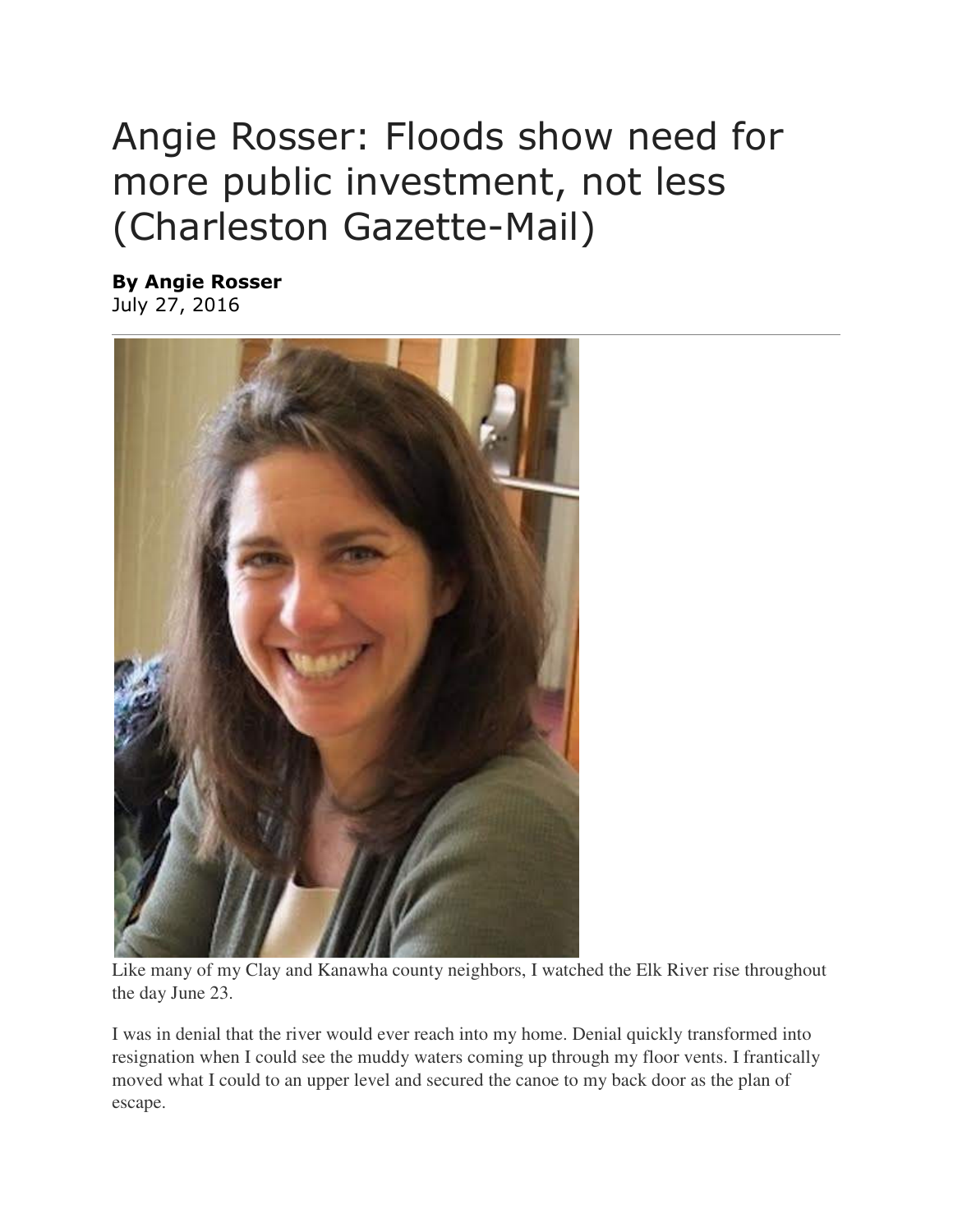# Angie Rosser: Floods show need for more public investment, not less (Charleston Gazette-Mail)

**By Angie Rosser**
July 27, 2016

Like many of my Clay and Kanawha county neighbors, I watched the Elk River rise throughout the day June 23.

I was in denial that the river would ever reach into my home. Denial quickly transformed into resignation when I could see the muddy waters coming up through my floor vents. I frantically moved what I could to an upper level and secured the canoe to my back door as the plan of escape.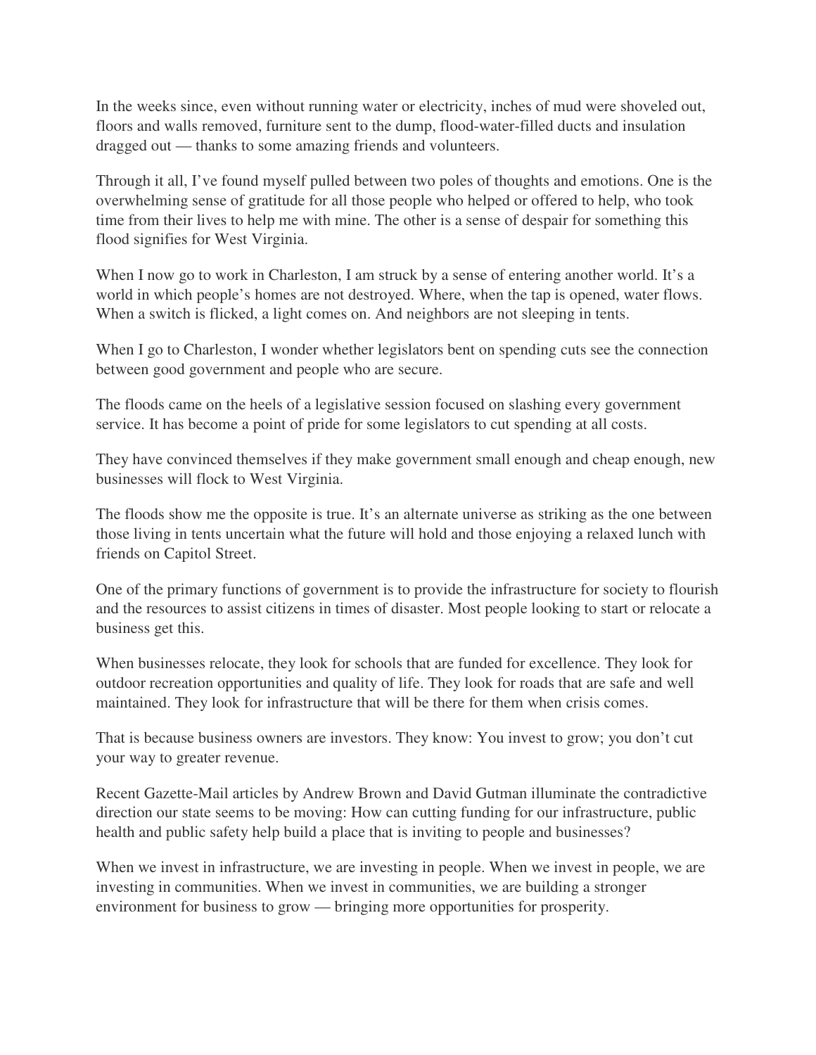In the weeks since, even without running water or electricity, inches of mud were shoveled out, floors and walls removed, furniture sent to the dump, flood-water-filled ducts and insulation dragged out — thanks to some amazing friends and volunteers.

Through it all, I've found myself pulled between two poles of thoughts and emotions. One is the overwhelming sense of gratitude for all those people who helped or offered to help, who took time from their lives to help me with mine. The other is a sense of despair for something this flood signifies for West Virginia.

When I now go to work in Charleston, I am struck by a sense of entering another world. It's a world in which people's homes are not destroyed. Where, when the tap is opened, water flows. When a switch is flicked, a light comes on. And neighbors are not sleeping in tents.

When I go to Charleston, I wonder whether legislators bent on spending cuts see the connection between good government and people who are secure.

The floods came on the heels of a legislative session focused on slashing every government service. It has become a point of pride for some legislators to cut spending at all costs.

They have convinced themselves if they make government small enough and cheap enough, new businesses will flock to West Virginia.

The floods show me the opposite is true. It's an alternate universe as striking as the one between those living in tents uncertain what the future will hold and those enjoying a relaxed lunch with friends on Capitol Street.

One of the primary functions of government is to provide the infrastructure for society to flourish and the resources to assist citizens in times of disaster. Most people looking to start or relocate a business get this.

When businesses relocate, they look for schools that are funded for excellence. They look for outdoor recreation opportunities and quality of life. They look for roads that are safe and well maintained. They look for infrastructure that will be there for them when crisis comes.

That is because business owners are investors. They know: You invest to grow; you don't cut your way to greater revenue.

Recent Gazette-Mail articles by Andrew Brown and David Gutman illuminate the contradictive direction our state seems to be moving: How can cutting funding for our infrastructure, public health and public safety help build a place that is inviting to people and businesses?

When we invest in infrastructure, we are investing in people. When we invest in people, we are investing in communities. When we invest in communities, we are building a stronger environment for business to grow — bringing more opportunities for prosperity.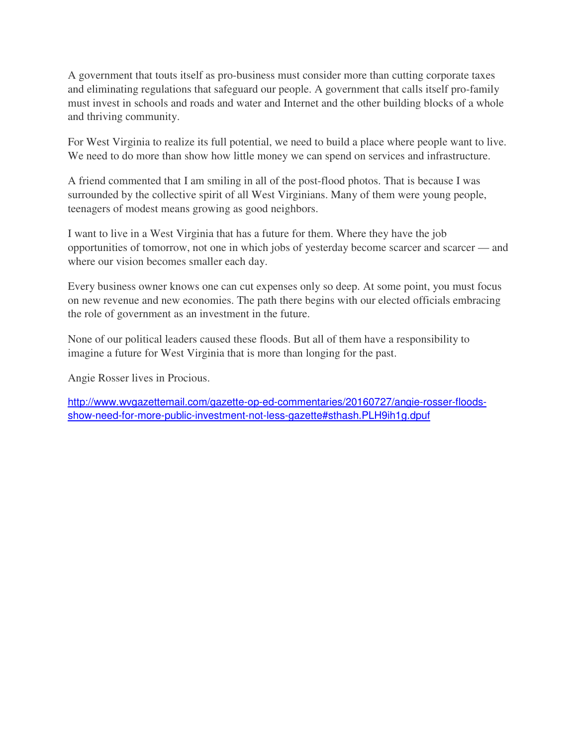A government that touts itself as pro-business must consider more than cutting corporate taxes and eliminating regulations that safeguard our people. A government that calls itself pro-family must invest in schools and roads and water and Internet and the other building blocks of a whole and thriving community.

For West Virginia to realize its full potential, we need to build a place where people want to live. We need to do more than show how little money we can spend on services and infrastructure.

A friend commented that I am smiling in all of the post-flood photos. That is because I was surrounded by the collective spirit of all West Virginians. Many of them were young people, teenagers of modest means growing as good neighbors.

I want to live in a West Virginia that has a future for them. Where they have the job opportunities of tomorrow, not one in which jobs of yesterday become scarcer and scarcer — and where our vision becomes smaller each day.

Every business owner knows one can cut expenses only so deep. At some point, you must focus on new revenue and new economies. The path there begins with our elected officials embracing the role of government as an investment in the future.

None of our political leaders caused these floods. But all of them have a responsibility to imagine a future for West Virginia that is more than longing for the past.

Angie Rosser lives in Procious.

http://www.wvgazettemail.com/gazette-op-ed-commentaries/20160727/angie-rosser-floods-show-need-for-more-public-investment-not-less-gazette#sthash.PLH9ih1g.dpuf